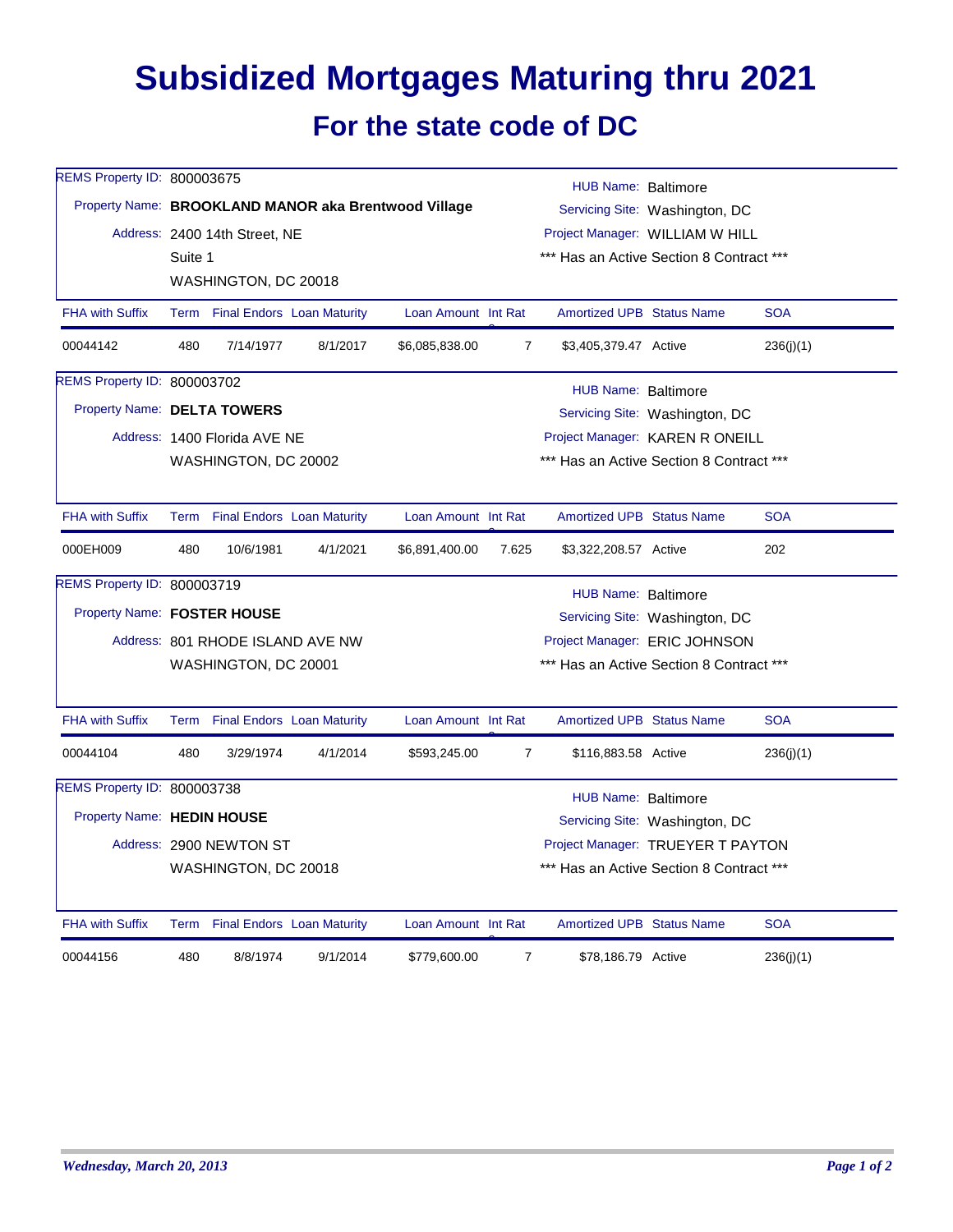# Subsidized Mortgages Maturing thru 2021

## For the state code of DC

REMS Property ID: 800003675
Property Name: **BROOKLAND MANOR aka Brentwood Village**
Address: 2400 14th Street, NE
Suite 1
WASHINGTON, DC 20018

HUB Name: Baltimore
Servicing Site: Washington, DC
Project Manager: WILLIAM W HILL
\*\*\* Has an Active Section 8 Contract \*\*\*

| FHA with Suffix | Term | Final Endors | Loan Maturity | Loan Amount | Int Rate | Amortized UPB | Status Name | SOA |
|---|---|---|---|---|---|---|---|---|
| 00044142 | 480 | 7/14/1977 | 8/1/2017 | $6,085,838.00 | 7 | $3,405,379.47 | Active | 236(j)(1) |

REMS Property ID: 800003702
Property Name: **DELTA TOWERS**
Address: 1400 Florida AVE NE
WASHINGTON, DC 20002

HUB Name: Baltimore
Servicing Site: Washington, DC
Project Manager: KAREN R ONEILL
\*\*\* Has an Active Section 8 Contract \*\*\*

| FHA with Suffix | Term | Final Endors | Loan Maturity | Loan Amount | Int Rate | Amortized UPB | Status Name | SOA |
|---|---|---|---|---|---|---|---|---|
| 000EH009 | 480 | 10/6/1981 | 4/1/2021 | $6,891,400.00 | 7.625 | $3,322,208.57 | Active | 202 |

REMS Property ID: 800003719
Property Name: **FOSTER HOUSE**
Address: 801 RHODE ISLAND AVE NW
WASHINGTON, DC 20001

HUB Name: Baltimore
Servicing Site: Washington, DC
Project Manager: ERIC JOHNSON
\*\*\* Has an Active Section 8 Contract \*\*\*

| FHA with Suffix | Term | Final Endors | Loan Maturity | Loan Amount | Int Rate | Amortized UPB | Status Name | SOA |
|---|---|---|---|---|---|---|---|---|
| 00044104 | 480 | 3/29/1974 | 4/1/2014 | $593,245.00 | 7 | $116,883.58 | Active | 236(j)(1) |

REMS Property ID: 800003738
Property Name: **HEDIN HOUSE**
Address: 2900 NEWTON ST
WASHINGTON, DC 20018

HUB Name: Baltimore
Servicing Site: Washington, DC
Project Manager: TRUEYER T PAYTON
\*\*\* Has an Active Section 8 Contract \*\*\*

| FHA with Suffix | Term | Final Endors | Loan Maturity | Loan Amount | Int Rate | Amortized UPB | Status Name | SOA |
|---|---|---|---|---|---|---|---|---|
| 00044156 | 480 | 8/8/1974 | 9/1/2014 | $779,600.00 | 7 | $78,186.79 | Active | 236(j)(1) |

*Wednesday, March 20, 2013*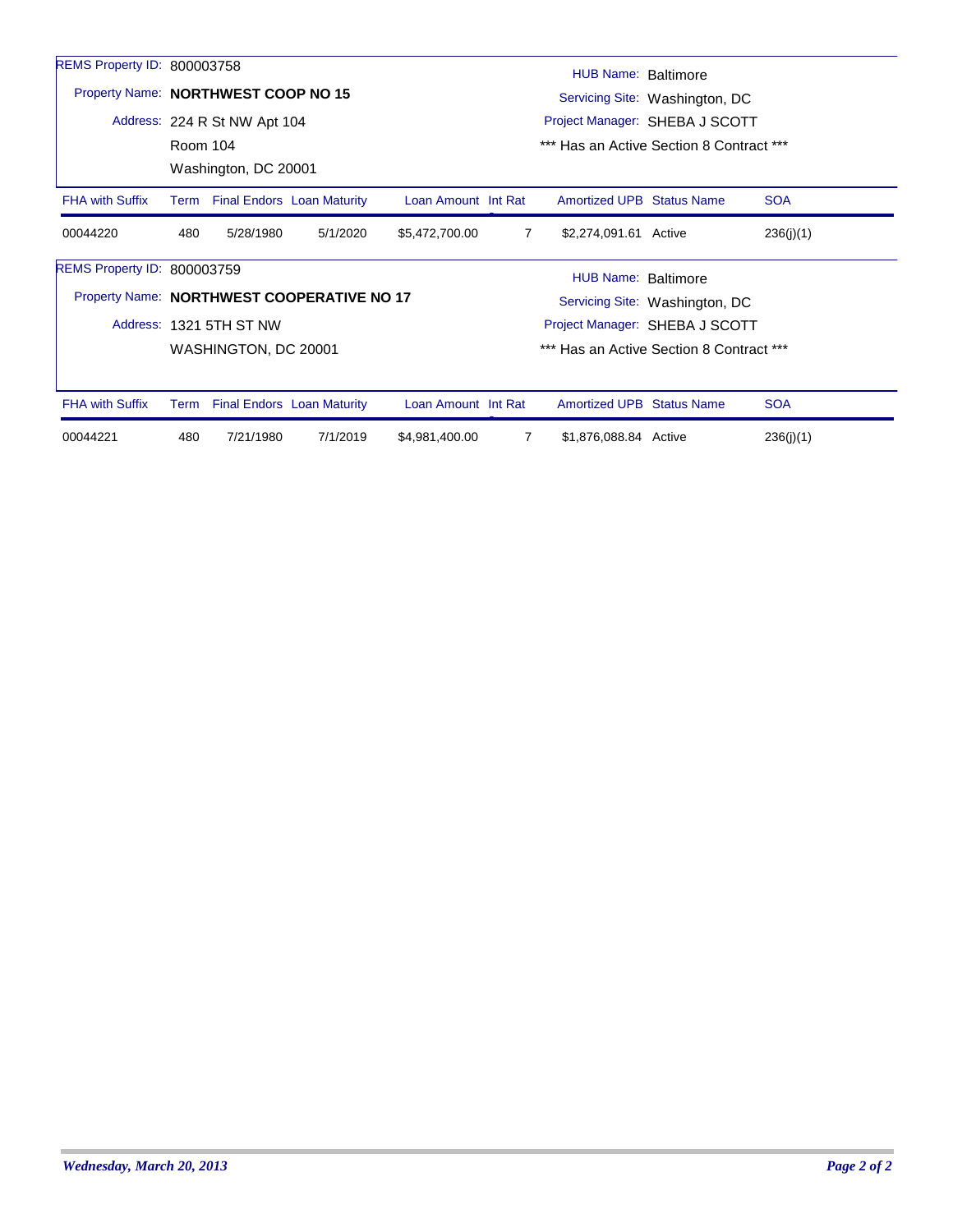REMS Property ID: 800003758

Property Name: **NORTHWEST COOP NO 15**

Address: 224 R St NW Apt 104
Room 104
Washington, DC 20001

HUB Name: Baltimore
Servicing Site: Washington, DC
Project Manager: SHEBA J SCOTT
\*\*\* Has an Active Section 8 Contract \*\*\*

| FHA with Suffix | Term | Final Endors | Loan Maturity | Loan Amount | Int Rate | Amortized UPB | Status Name | SOA |
|---|---|---|---|---|---|---|---|---|
| 00044220 | 480 | 5/28/1980 | 5/1/2020 | $5,472,700.00 | 7 | $2,274,091.61 | Active | 236(j)(1) |

REMS Property ID: 800003759

Property Name: **NORTHWEST COOPERATIVE NO 17**

Address: 1321 5TH ST NW
WASHINGTON, DC 20001

HUB Name: Baltimore
Servicing Site: Washington, DC
Project Manager: SHEBA J SCOTT
\*\*\* Has an Active Section 8 Contract \*\*\*

| FHA with Suffix | Term | Final Endors | Loan Maturity | Loan Amount | Int Rate | Amortized UPB | Status Name | SOA |
|---|---|---|---|---|---|---|---|---|
| 00044221 | 480 | 7/21/1980 | 7/1/2019 | $4,981,400.00 | 7 | $1,876,088.84 | Active | 236(j)(1) |

*Wednesday, March 20, 2013*